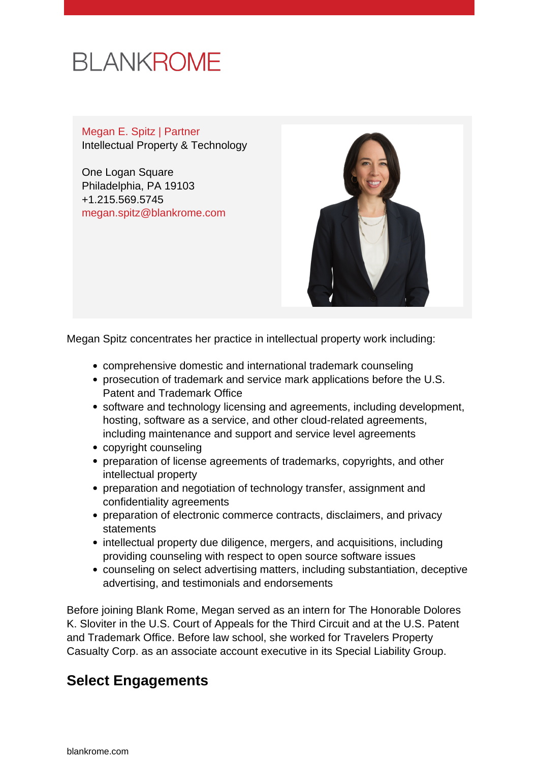BLANKROME

Megan E. Spitz | Partner
Intellectual Property & Technology

One Logan Square
Philadelphia, PA 19103
+1.215.569.5745
megan.spitz@blankrome.com

Megan Spitz concentrates her practice in intellectual property work including:

- comprehensive domestic and international trademark counseling
- prosecution of trademark and service mark applications before the U.S. Patent and Trademark Office
- software and technology licensing and agreements, including development, hosting, software as a service, and other cloud-related agreements, including maintenance and support and service level agreements
- copyright counseling
- preparation of license agreements of trademarks, copyrights, and other intellectual property
- preparation and negotiation of technology transfer, assignment and confidentiality agreements
- preparation of electronic commerce contracts, disclaimers, and privacy statements
- intellectual property due diligence, mergers, and acquisitions, including providing counseling with respect to open source software issues
- counseling on select advertising matters, including substantiation, deceptive advertising, and testimonials and endorsements

Before joining Blank Rome, Megan served as an intern for The Honorable Dolores K. Sloviter in the U.S. Court of Appeals for the Third Circuit and at the U.S. Patent and Trademark Office. Before law school, she worked for Travelers Property Casualty Corp. as an associate account executive in its Special Liability Group.

## Select Engagements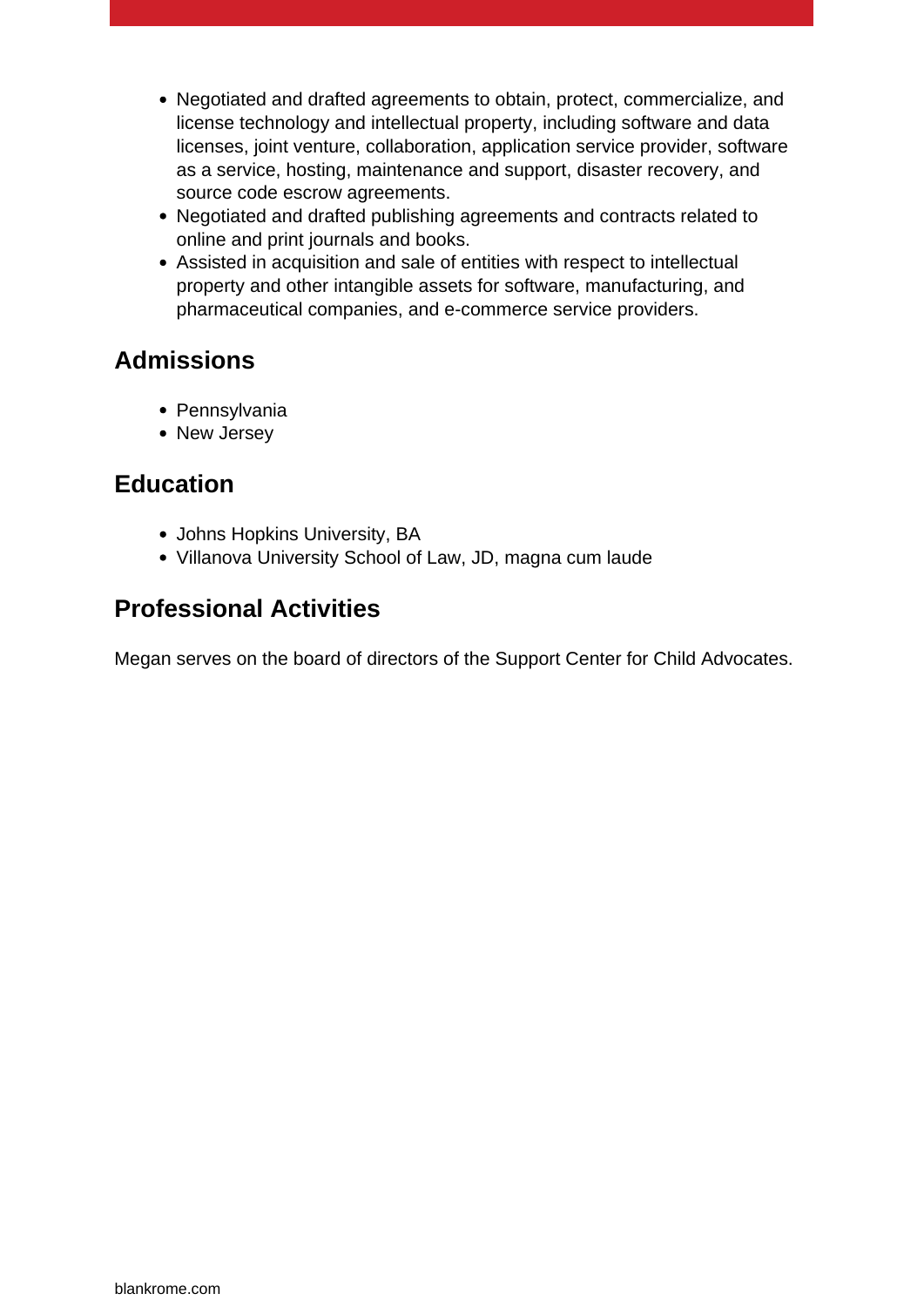- Negotiated and drafted agreements to obtain, protect, commercialize, and license technology and intellectual property, including software and data licenses, joint venture, collaboration, application service provider, software as a service, hosting, maintenance and support, disaster recovery, and source code escrow agreements.
- Negotiated and drafted publishing agreements and contracts related to online and print journals and books.
- Assisted in acquisition and sale of entities with respect to intellectual property and other intangible assets for software, manufacturing, and pharmaceutical companies, and e-commerce service providers.

## Admissions

- Pennsylvania
- New Jersey

## Education

- Johns Hopkins University, BA
- Villanova University School of Law, JD, magna cum laude

## Professional Activities

Megan serves on the board of directors of the Support Center for Child Advocates.